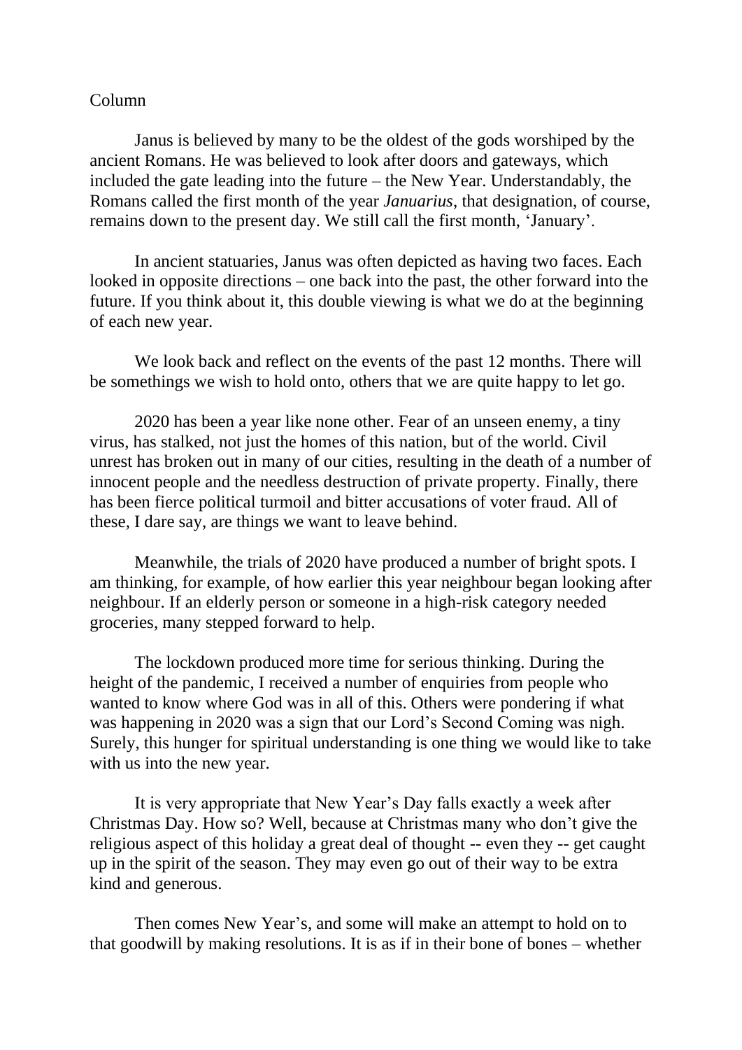Column

Janus is believed by many to be the oldest of the gods worshiped by the ancient Romans. He was believed to look after doors and gateways, which included the gate leading into the future – the New Year. Understandably, the Romans called the first month of the year *Januarius*, that designation, of course, remains down to the present day. We still call the first month, 'January'.

In ancient statuaries, Janus was often depicted as having two faces. Each looked in opposite directions – one back into the past, the other forward into the future. If you think about it, this double viewing is what we do at the beginning of each new year.

We look back and reflect on the events of the past 12 months. There will be somethings we wish to hold onto, others that we are quite happy to let go.

2020 has been a year like none other. Fear of an unseen enemy, a tiny virus, has stalked, not just the homes of this nation, but of the world. Civil unrest has broken out in many of our cities, resulting in the death of a number of innocent people and the needless destruction of private property. Finally, there has been fierce political turmoil and bitter accusations of voter fraud. All of these, I dare say, are things we want to leave behind.

Meanwhile, the trials of 2020 have produced a number of bright spots. I am thinking, for example, of how earlier this year neighbour began looking after neighbour. If an elderly person or someone in a high-risk category needed groceries, many stepped forward to help.

The lockdown produced more time for serious thinking. During the height of the pandemic, I received a number of enquiries from people who wanted to know where God was in all of this. Others were pondering if what was happening in 2020 was a sign that our Lord's Second Coming was nigh. Surely, this hunger for spiritual understanding is one thing we would like to take with us into the new year.

It is very appropriate that New Year's Day falls exactly a week after Christmas Day. How so? Well, because at Christmas many who don't give the religious aspect of this holiday a great deal of thought -- even they -- get caught up in the spirit of the season. They may even go out of their way to be extra kind and generous.

Then comes New Year's, and some will make an attempt to hold on to that goodwill by making resolutions. It is as if in their bone of bones – whether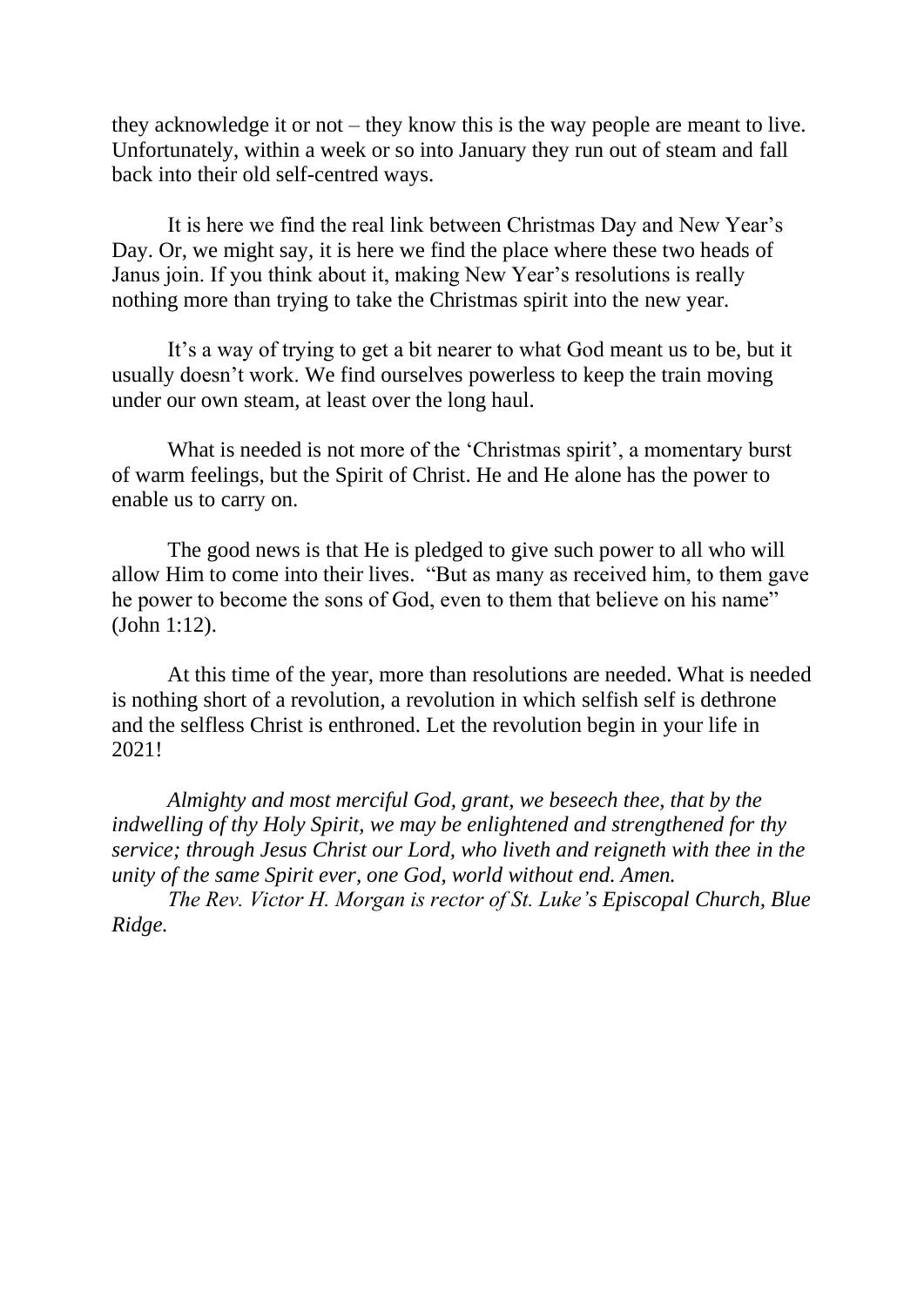they acknowledge it or not – they know this is the way people are meant to live. Unfortunately, within a week or so into January they run out of steam and fall back into their old self-centred ways.

It is here we find the real link between Christmas Day and New Year's Day. Or, we might say, it is here we find the place where these two heads of Janus join. If you think about it, making New Year's resolutions is really nothing more than trying to take the Christmas spirit into the new year.

It's a way of trying to get a bit nearer to what God meant us to be, but it usually doesn't work. We find ourselves powerless to keep the train moving under our own steam, at least over the long haul.

What is needed is not more of the 'Christmas spirit', a momentary burst of warm feelings, but the Spirit of Christ. He and He alone has the power to enable us to carry on.

The good news is that He is pledged to give such power to all who will allow Him to come into their lives. "But as many as received him, to them gave he power to become the sons of God, even to them that believe on his name" (John 1:12).

At this time of the year, more than resolutions are needed. What is needed is nothing short of a revolution, a revolution in which selfish self is dethrone and the selfless Christ is enthroned. Let the revolution begin in your life in 2021!

*Almighty and most merciful God, grant, we beseech thee, that by the indwelling of thy Holy Spirit, we may be enlightened and strengthened for thy service; through Jesus Christ our Lord, who liveth and reigneth with thee in the unity of the same Spirit ever, one God, world without end. Amen.*

*The Rev. Victor H. Morgan is rector of St. Luke's Episcopal Church, Blue Ridge.*